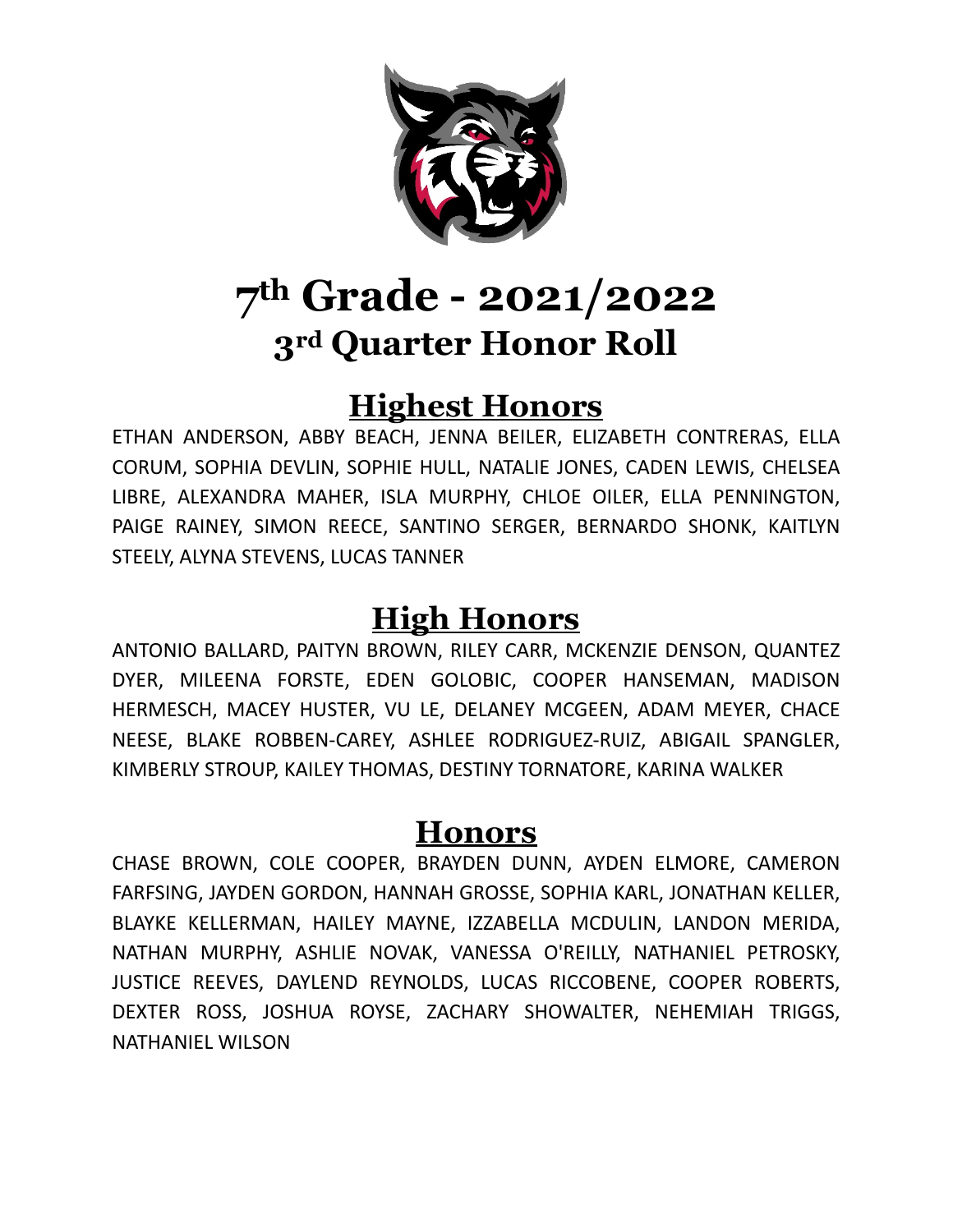# 7th Grade - 2021/2022

## 3rd Quarter Honor Roll

## Highest Honors

ETHAN ANDERSON, ABBY BEACH, JENNA BEILER, ELIZABETH CONTRERAS, ELLA CORUM, SOPHIA DEVLIN, SOPHIE HULL, NATALIE JONES, CADEN LEWIS, CHELSEA LIBRE, ALEXANDRA MAHER, ISLA MURPHY, CHLOE OILER, ELLA PENNINGTON, PAIGE RAINEY, SIMON REECE, SANTINO SERGER, BERNARDO SHONK, KAITLYN STEELY, ALYNA STEVENS, LUCAS TANNER

## High Honors

ANTONIO BALLARD, PAITYN BROWN, RILEY CARR, MCKENZIE DENSON, QUANTEZ DYER, MILEENA FORSTE, EDEN GOLOBIC, COOPER HANSEMAN, MADISON HERMESCH, MACEY HUSTER, VU LE, DELANEY MCGEEN, ADAM MEYER, CHACE NEESE, BLAKE ROBBEN-CAREY, ASHLEE RODRIGUEZ-RUIZ, ABIGAIL SPANGLER, KIMBERLY STROUP, KAILEY THOMAS, DESTINY TORNATORE, KARINA WALKER

## Honors

CHASE BROWN, COLE COOPER, BRAYDEN DUNN, AYDEN ELMORE, CAMERON FARFSING, JAYDEN GORDON, HANNAH GROSSE, SOPHIA KARL, JONATHAN KELLER, BLAYKE KELLERMAN, HAILEY MAYNE, IZZABELLA MCDULIN, LANDON MERIDA, NATHAN MURPHY, ASHLIE NOVAK, VANESSA O'REILLY, NATHANIEL PETROSKY, JUSTICE REEVES, DAYLEND REYNOLDS, LUCAS RICCOBENE, COOPER ROBERTS, DEXTER ROSS, JOSHUA ROYSE, ZACHARY SHOWALTER, NEHEMIAH TRIGGS, NATHANIEL WILSON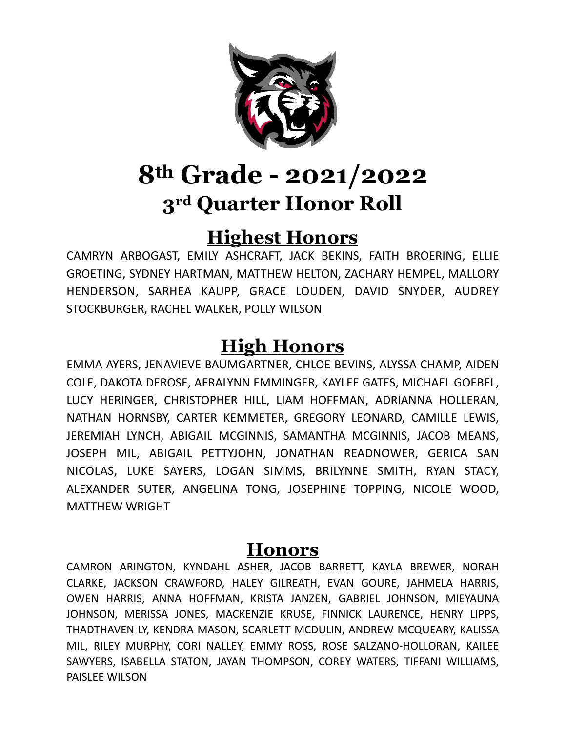# 8th Grade - 2021/2022

## 3rd Quarter Honor Roll

## Highest Honors

CAMRYN ARBOGAST, EMILY ASHCRAFT, JACK BEKINS, FAITH BROERING, ELLIE GROETING, SYDNEY HARTMAN, MATTHEW HELTON, ZACHARY HEMPEL, MALLORY HENDERSON, SARHEA KAUPP, GRACE LOUDEN, DAVID SNYDER, AUDREY STOCKBURGER, RACHEL WALKER, POLLY WILSON

## High Honors

EMMA AYERS, JENAVIEVE BAUMGARTNER, CHLOE BEVINS, ALYSSA CHAMP, AIDEN COLE, DAKOTA DEROSE, AERALYNN EMMINGER, KAYLEE GATES, MICHAEL GOEBEL, LUCY HERINGER, CHRISTOPHER HILL, LIAM HOFFMAN, ADRIANNA HOLLERAN, NATHAN HORNSBY, CARTER KEMMETER, GREGORY LEONARD, CAMILLE LEWIS, JEREMIAH LYNCH, ABIGAIL MCGINNIS, SAMANTHA MCGINNIS, JACOB MEANS, JOSEPH MIL, ABIGAIL PETTYJOHN, JONATHAN READNOWER, GERICA SAN NICOLAS, LUKE SAYERS, LOGAN SIMMS, BRILYNNE SMITH, RYAN STACY, ALEXANDER SUTER, ANGELINA TONG, JOSEPHINE TOPPING, NICOLE WOOD, MATTHEW WRIGHT

## Honors

CAMRON ARINGTON, KYNDAHL ASHER, JACOB BARRETT, KAYLA BREWER, NORAH CLARKE, JACKSON CRAWFORD, HALEY GILREATH, EVAN GOURE, JAHMELA HARRIS, OWEN HARRIS, ANNA HOFFMAN, KRISTA JANZEN, GABRIEL JOHNSON, MIEYAUNA JOHNSON, MERISSA JONES, MACKENZIE KRUSE, FINNICK LAURENCE, HENRY LIPPS, THADTHAVEN LY, KENDRA MASON, SCARLETT MCDULIN, ANDREW MCQUEARY, KALISSA MIL, RILEY MURPHY, CORI NALLEY, EMMY ROSS, ROSE SALZANO-HOLLORAN, KAILEE SAWYERS, ISABELLA STATON, JAYAN THOMPSON, COREY WATERS, TIFFANI WILLIAMS, PAISLEE WILSON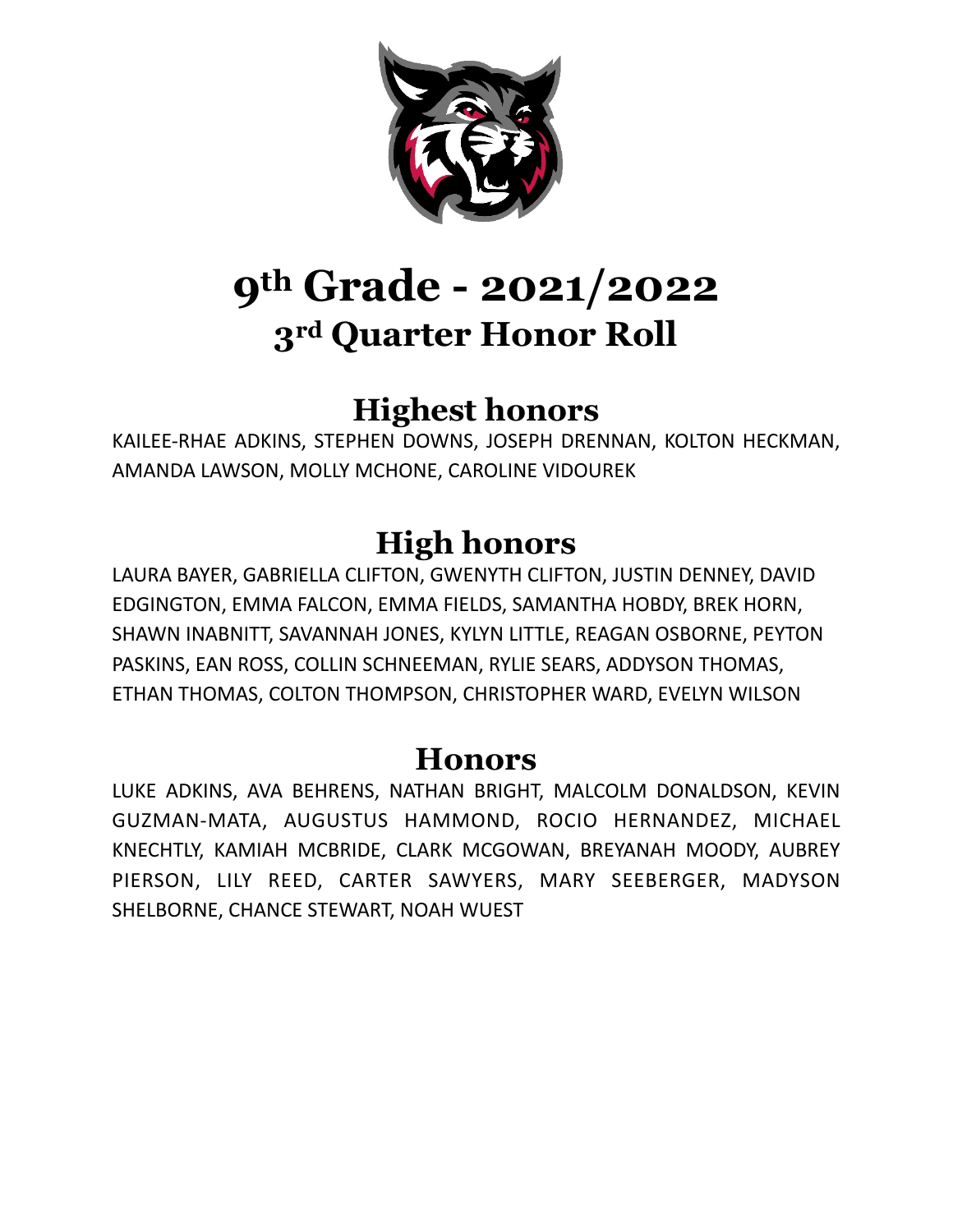# 9th Grade - 2021/2022

## 3rd Quarter Honor Roll

## Highest honors

KAILEE-RHAE ADKINS, STEPHEN DOWNS, JOSEPH DRENNAN, KOLTON HECKMAN, AMANDA LAWSON, MOLLY MCHONE, CAROLINE VIDOUREK

## High honors

LAURA BAYER, GABRIELLA CLIFTON, GWENYTH CLIFTON, JUSTIN DENNEY, DAVID EDGINGTON, EMMA FALCON, EMMA FIELDS, SAMANTHA HOBDY, BREK HORN, SHAWN INABNITT, SAVANNAH JONES, KYLYN LITTLE, REAGAN OSBORNE, PEYTON PASKINS, EAN ROSS, COLLIN SCHNEEMAN, RYLIE SEARS, ADDYSON THOMAS, ETHAN THOMAS, COLTON THOMPSON, CHRISTOPHER WARD, EVELYN WILSON

## Honors

LUKE ADKINS, AVA BEHRENS, NATHAN BRIGHT, MALCOLM DONALDSON, KEVIN GUZMAN-MATA, AUGUSTUS HAMMOND, ROCIO HERNANDEZ, MICHAEL KNECHTLY, KAMIAH MCBRIDE, CLARK MCGOWAN, BREYANAH MOODY, AUBREY PIERSON, LILY REED, CARTER SAWYERS, MARY SEEBERGER, MADYSON SHELBORNE, CHANCE STEWART, NOAH WUEST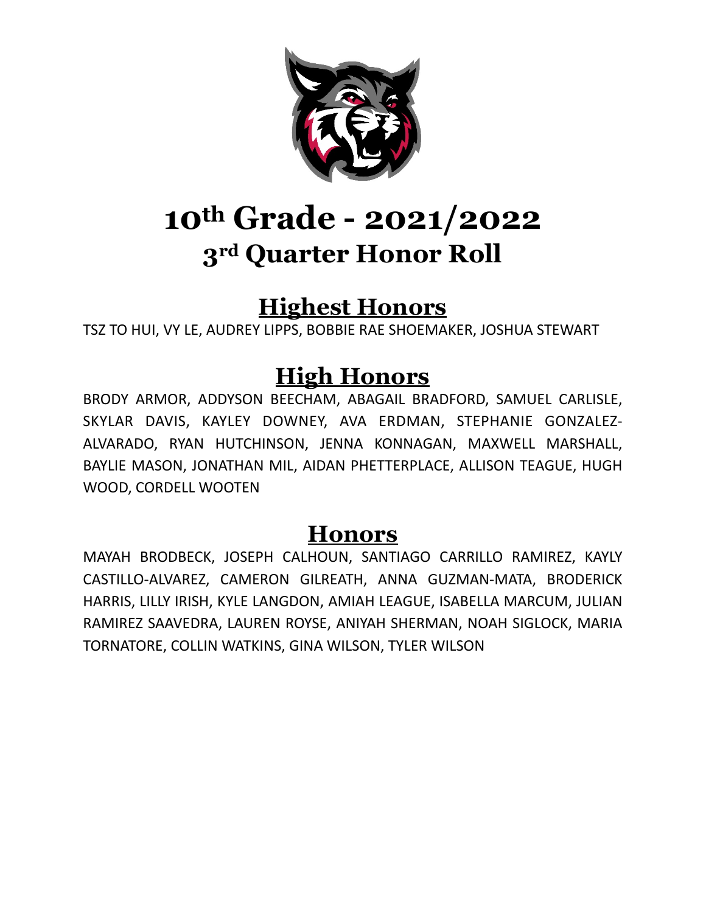# 10th Grade - 2021/2022
## 3rd Quarter Honor Roll

## Highest Honors

TSZ TO HUI, VY LE, AUDREY LIPPS, BOBBIE RAE SHOEMAKER, JOSHUA STEWART

## High Honors

BRODY ARMOR, ADDYSON BEECHAM, ABAGAIL BRADFORD, SAMUEL CARLISLE, SKYLAR DAVIS, KAYLEY DOWNEY, AVA ERDMAN, STEPHANIE GONZALEZ-ALVARADO, RYAN HUTCHINSON, JENNA KONNAGAN, MAXWELL MARSHALL, BAYLIE MASON, JONATHAN MIL, AIDAN PHETTERPLACE, ALLISON TEAGUE, HUGH WOOD, CORDELL WOOTEN

## Honors

MAYAH BRODBECK, JOSEPH CALHOUN, SANTIAGO CARRILLO RAMIREZ, KAYLY CASTILLO-ALVAREZ, CAMERON GILREATH, ANNA GUZMAN-MATA, BRODERICK HARRIS, LILLY IRISH, KYLE LANGDON, AMIAH LEAGUE, ISABELLA MARCUM, JULIAN RAMIREZ SAAVEDRA, LAUREN ROYSE, ANIYAH SHERMAN, NOAH SIGLOCK, MARIA TORNATORE, COLLIN WATKINS, GINA WILSON, TYLER WILSON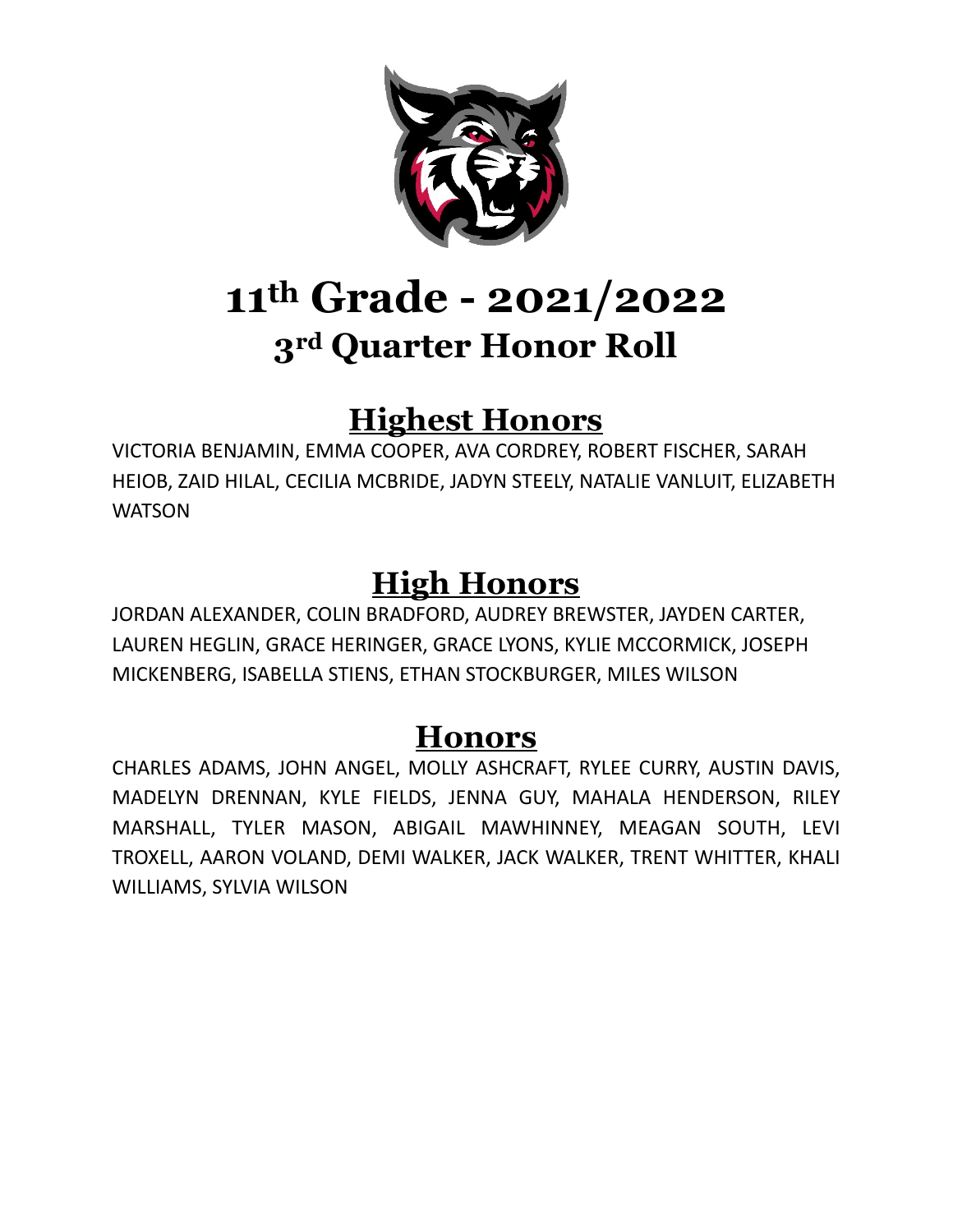# 11th Grade - 2021/2022
## 3rd Quarter Honor Roll

## Highest Honors

VICTORIA BENJAMIN, EMMA COOPER, AVA CORDREY, ROBERT FISCHER, SARAH HEIOB, ZAID HILAL, CECILIA MCBRIDE, JADYN STEELY, NATALIE VANLUIT, ELIZABETH WATSON

## High Honors

JORDAN ALEXANDER, COLIN BRADFORD, AUDREY BREWSTER, JAYDEN CARTER, LAUREN HEGLIN, GRACE HERINGER, GRACE LYONS, KYLIE MCCORMICK, JOSEPH MICKENBERG, ISABELLA STIENS, ETHAN STOCKBURGER, MILES WILSON

## Honors

CHARLES ADAMS, JOHN ANGEL, MOLLY ASHCRAFT, RYLEE CURRY, AUSTIN DAVIS, MADELYN DRENNAN, KYLE FIELDS, JENNA GUY, MAHALA HENDERSON, RILEY MARSHALL, TYLER MASON, ABIGAIL MAWHINNEY, MEAGAN SOUTH, LEVI TROXELL, AARON VOLAND, DEMI WALKER, JACK WALKER, TRENT WHITTER, KHALI WILLIAMS, SYLVIA WILSON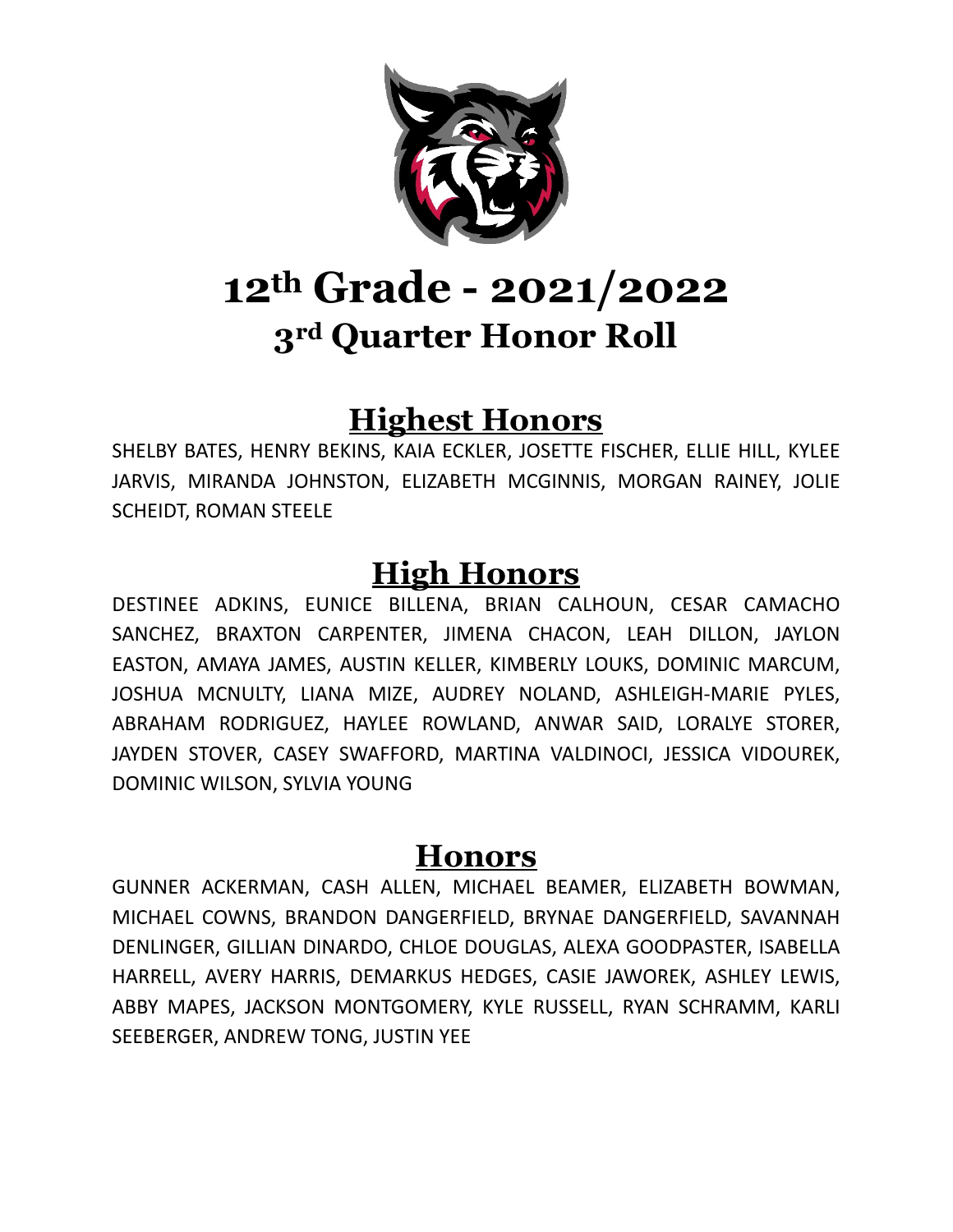# 12th Grade - 2021/2022
## 3rd Quarter Honor Roll

## Highest Honors

SHELBY BATES, HENRY BEKINS, KAIA ECKLER, JOSETTE FISCHER, ELLIE HILL, KYLEE JARVIS, MIRANDA JOHNSTON, ELIZABETH MCGINNIS, MORGAN RAINEY, JOLIE SCHEIDT, ROMAN STEELE

## High Honors

DESTINEE ADKINS, EUNICE BILLENA, BRIAN CALHOUN, CESAR CAMACHO SANCHEZ, BRAXTON CARPENTER, JIMENA CHACON, LEAH DILLON, JAYLON EASTON, AMAYA JAMES, AUSTIN KELLER, KIMBERLY LOUKS, DOMINIC MARCUM, JOSHUA MCNULTY, LIANA MIZE, AUDREY NOLAND, ASHLEIGH-MARIE PYLES, ABRAHAM RODRIGUEZ, HAYLEE ROWLAND, ANWAR SAID, LORALYE STORER, JAYDEN STOVER, CASEY SWAFFORD, MARTINA VALDINOCI, JESSICA VIDOUREK, DOMINIC WILSON, SYLVIA YOUNG

## Honors

GUNNER ACKERMAN, CASH ALLEN, MICHAEL BEAMER, ELIZABETH BOWMAN, MICHAEL COWNS, BRANDON DANGERFIELD, BRYNAE DANGERFIELD, SAVANNAH DENLINGER, GILLIAN DINARDO, CHLOE DOUGLAS, ALEXA GOODPASTER, ISABELLA HARRELL, AVERY HARRIS, DEMARKUS HEDGES, CASIE JAWOREK, ASHLEY LEWIS, ABBY MAPES, JACKSON MONTGOMERY, KYLE RUSSELL, RYAN SCHRAMM, KARLI SEEBERGER, ANDREW TONG, JUSTIN YEE